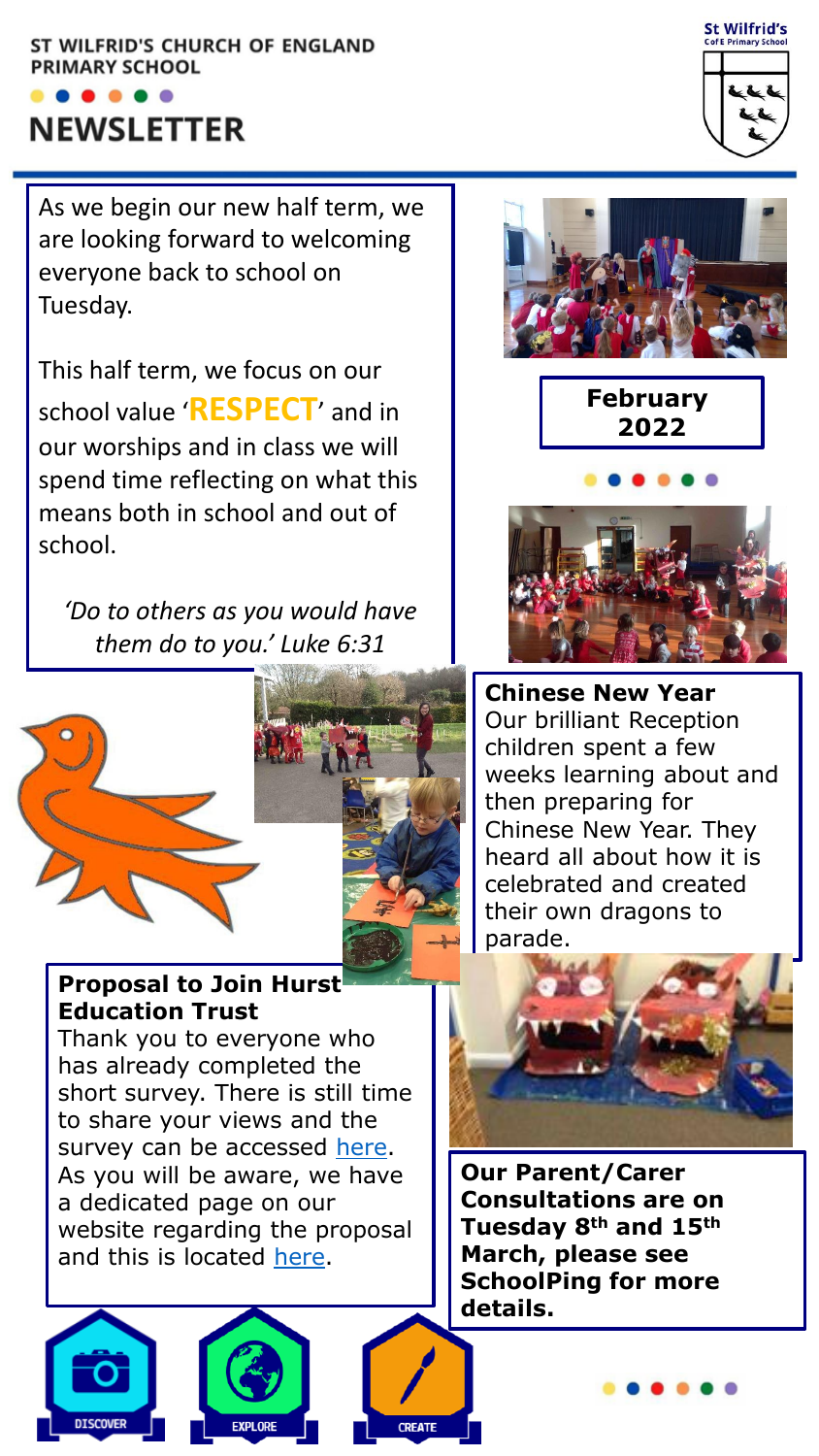# ST WILFRID'S CHURCH OF ENGLAND PRIMARY SCHOOL

# NEWSLETTER

**February 2022**

As we begin our new half term, we are looking forward to welcoming everyone back to school on Tuesday.

This half term, we focus on our school value '**RESPECT**' and in our worships and in class we will spend time reflecting on what this means both in school and out of school.

*'Do to others as you would have them do to you.' Luke 6:31*

**Chinese New Year**
Our brilliant Reception children spent a few weeks learning about and then preparing for Chinese New Year. They heard all about how it is celebrated and created their own dragons to parade.

**Proposal to Join Hurst Education Trust**
Thank you to everyone who has already completed the short survey. There is still time to share your views and the survey can be accessed here. As you will be aware, we have a dedicated page on our website regarding the proposal and this is located here.

**Our Parent/Carer Consultations are on Tuesday 8th and 15th March, please see SchoolPing for more details.**

DISCOVER EXPLORE CREATE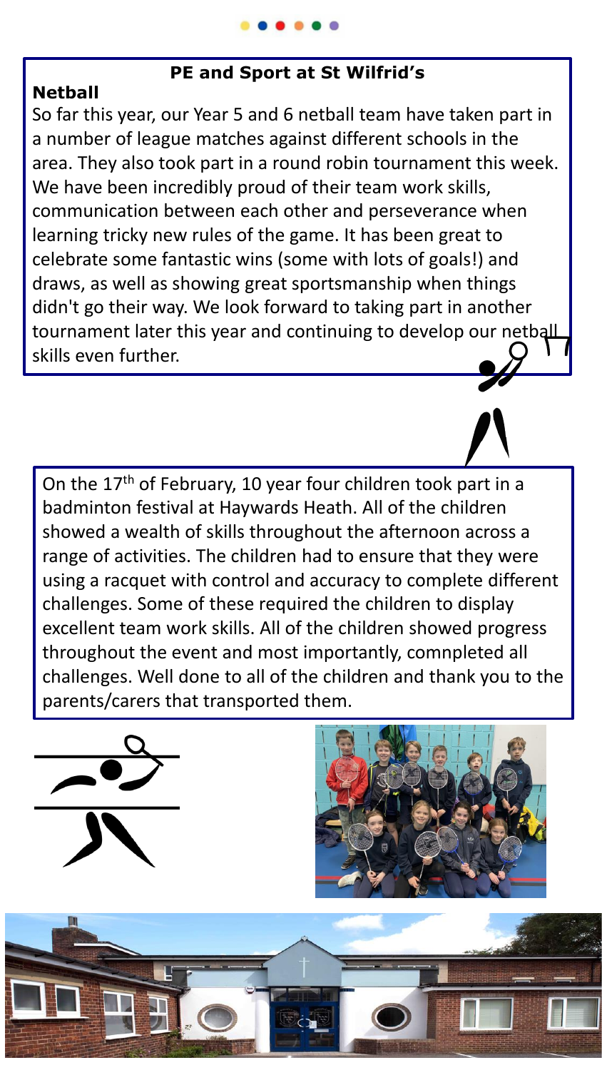## PE and Sport at St Wilfrid's

### Netball

So far this year, our Year 5 and 6 netball team have taken part in a number of league matches against different schools in the area. They also took part in a round robin tournament this week. We have been incredibly proud of their team work skills, communication between each other and perseverance when learning tricky new rules of the game. It has been great to celebrate some fantastic wins (some with lots of goals!) and draws, as well as showing great sportsmanship when things didn't go their way. We look forward to taking part in another tournament later this year and continuing to develop our netball skills even further.

On the 17th of February, 10 year four children took part in a badminton festival at Haywards Heath. All of the children showed a wealth of skills throughout the afternoon across a range of activities. The children had to ensure that they were using a racquet with control and accuracy to complete different challenges. Some of these required the children to display excellent team work skills. All of the children showed progress throughout the event and most importantly, comnpleted all challenges. Well done to all of the children and thank you to the parents/carers that transported them.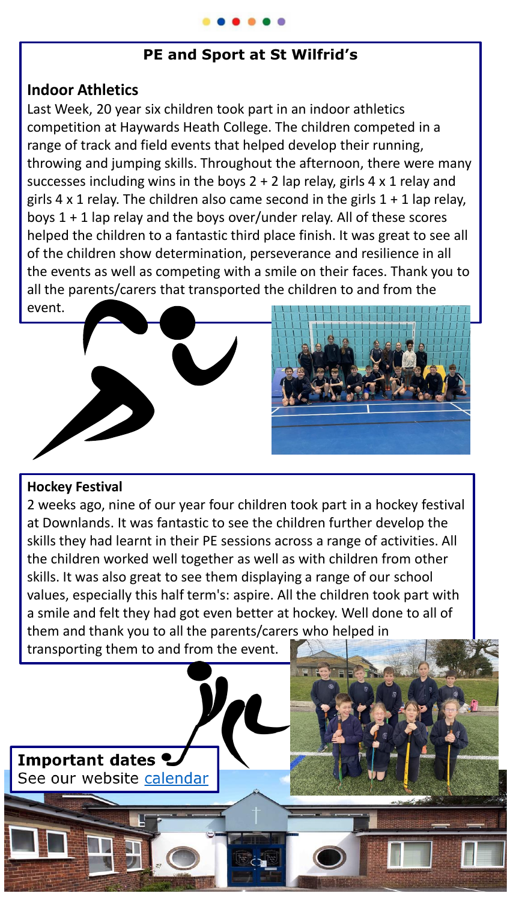## PE and Sport at St Wilfrid's

### Indoor Athletics

Last Week, 20 year six children took part in an indoor athletics competition at Haywards Heath College. The children competed in a range of track and field events that helped develop their running, throwing and jumping skills. Throughout the afternoon, there were many successes including wins in the boys 2 + 2 lap relay, girls 4 x 1 relay and girls 4 x 1 relay. The children also came second in the girls 1 + 1 lap relay, boys 1 + 1 lap relay and the boys over/under relay. All of these scores helped the children to a fantastic third place finish. It was great to see all of the children show determination, perseverance and resilience in all the events as well as competing with a smile on their faces. Thank you to all the parents/carers that transported the children to and from the event.

### Hockey Festival

2 weeks ago, nine of our year four children took part in a hockey festival at Downlands. It was fantastic to see the children further develop the skills they had learnt in their PE sessions across a range of activities. All the children worked well together as well as with children from other skills. It was also great to see them displaying a range of our school values, especially this half term's: aspire. All the children took part with a smile and felt they had got even better at hockey. Well done to all of them and thank you to all the parents/carers who helped in transporting them to and from the event.

**Important dates**
See our website calendar